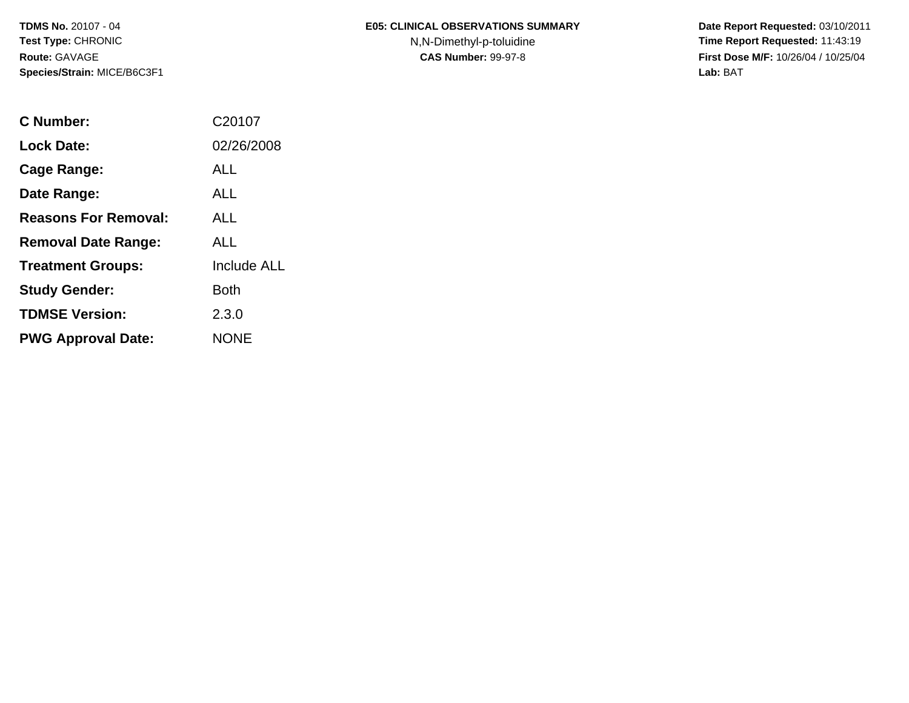**TDMS No.** 20107 - 04
**Test Type:** CHRONIC
**Route:** GAVAGE
**Species/Strain:** MICE/B6C3F1

**E05: CLINICAL OBSERVATIONS SUMMARY**
N,N-Dimethyl-p-toluidine
**CAS Number:** 99-97-8

**Date Report Requested:** 03/10/2011
**Time Report Requested:** 11:43:19
**First Dose M/F:** 10/26/04 / 10/25/04
**Lab:** BAT

| | |
|---|---|
| **C Number:** | C20107 |
| **Lock Date:** | 02/26/2008 |
| **Cage Range:** | ALL |
| **Date Range:** | ALL |
| **Reasons For Removal:** | ALL |
| **Removal Date Range:** | ALL |
| **Treatment Groups:** | Include ALL |
| **Study Gender:** | Both |
| **TDMSE Version:** | 2.3.0 |
| **PWG Approval Date:** | NONE |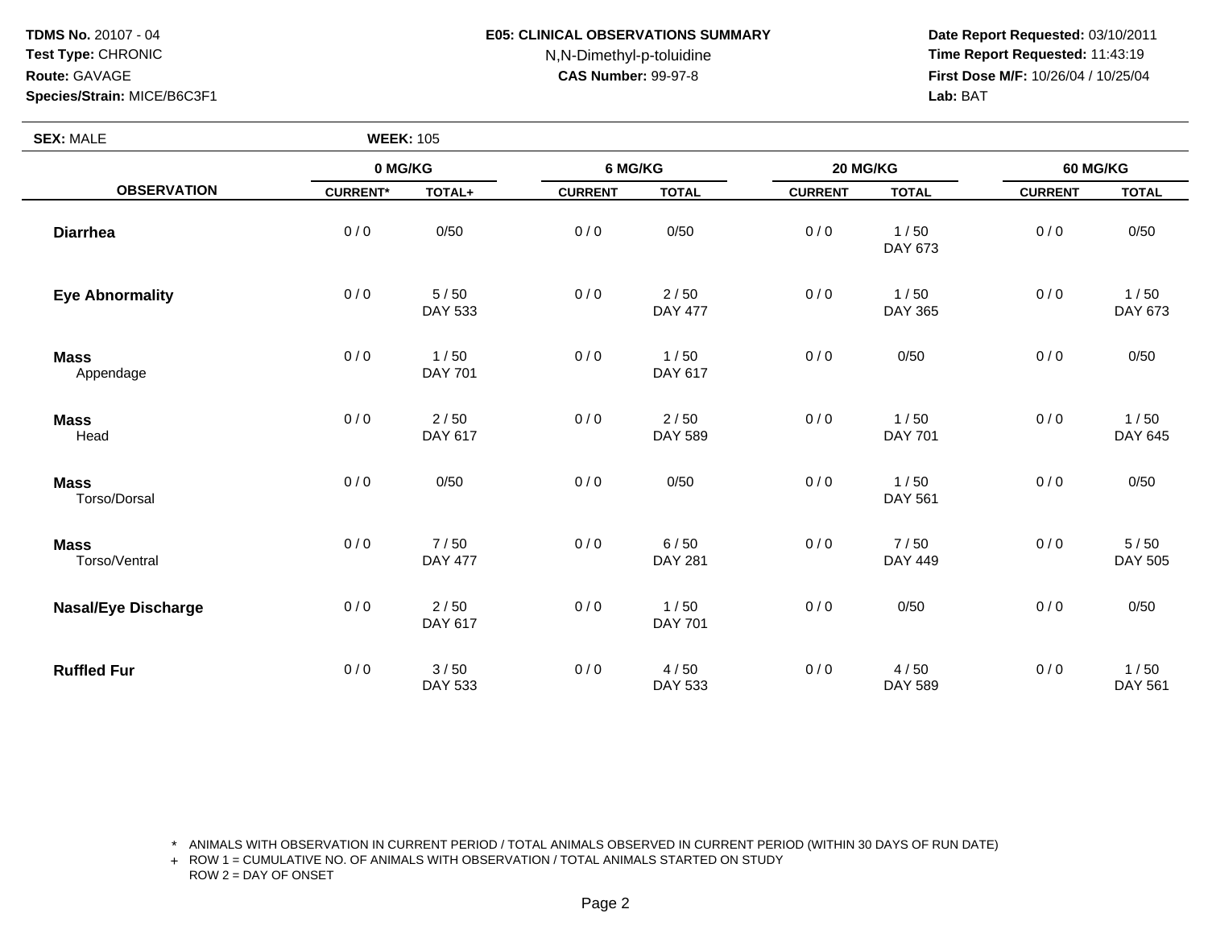**TDMS No.** 20107 - 04
**Test Type:** CHRONIC
**Route:** GAVAGE
**Species/Strain:** MICE/B6C3F1

**E05: CLINICAL OBSERVATIONS SUMMARY**
N,N-Dimethyl-p-toluidine
**CAS Number:** 99-97-8

**Date Report Requested:** 03/10/2011
**Time Report Requested:** 11:43:19
**First Dose M/F:** 10/26/04 / 10/25/04
**Lab:** BAT

**SEX:** MALE **WEEK:** 105

| OBSERVATION | 0 MG/KG | | 6 MG/KG | | 20 MG/KG | | 60 MG/KG | |
|---|---|---|---|---|---|---|---|---|
| | CURRENT* | TOTAL+ | CURRENT | TOTAL | CURRENT | TOTAL | CURRENT | TOTAL |
| **Diarrhea** | 0 / 0 | 0/50 | 0 / 0 | 0/50 | 0 / 0 | 1 / 50<br>DAY 673 | 0 / 0 | 0/50 |
| **Eye Abnormality** | 0 / 0 | 5 / 50<br>DAY 533 | 0 / 0 | 2 / 50<br>DAY 477 | 0 / 0 | 1 / 50<br>DAY 365 | 0 / 0 | 1 / 50<br>DAY 673 |
| **Mass**<br>Appendage | 0 / 0 | 1 / 50<br>DAY 701 | 0 / 0 | 1 / 50<br>DAY 617 | 0 / 0 | 0/50 | 0 / 0 | 0/50 |
| **Mass**<br>Head | 0 / 0 | 2 / 50<br>DAY 617 | 0 / 0 | 2 / 50<br>DAY 589 | 0 / 0 | 1 / 50<br>DAY 701 | 0 / 0 | 1 / 50<br>DAY 645 |
| **Mass**<br>Torso/Dorsal | 0 / 0 | 0/50 | 0 / 0 | 0/50 | 0 / 0 | 1 / 50<br>DAY 561 | 0 / 0 | 0/50 |
| **Mass**<br>Torso/Ventral | 0 / 0 | 7 / 50<br>DAY 477 | 0 / 0 | 6 / 50<br>DAY 281 | 0 / 0 | 7 / 50<br>DAY 449 | 0 / 0 | 5 / 50<br>DAY 505 |
| **Nasal/Eye Discharge** | 0 / 0 | 2 / 50<br>DAY 617 | 0 / 0 | 1 / 50<br>DAY 701 | 0 / 0 | 0/50 | 0 / 0 | 0/50 |
| **Ruffled Fur** | 0 / 0 | 3 / 50<br>DAY 533 | 0 / 0 | 4 / 50<br>DAY 533 | 0 / 0 | 4 / 50<br>DAY 589 | 0 / 0 | 1 / 50<br>DAY 561 |

\* ANIMALS WITH OBSERVATION IN CURRENT PERIOD / TOTAL ANIMALS OBSERVED IN CURRENT PERIOD (WITHIN 30 DAYS OF RUN DATE)
+ ROW 1 = CUMULATIVE NO. OF ANIMALS WITH OBSERVATION / TOTAL ANIMALS STARTED ON STUDY
ROW 2 = DAY OF ONSET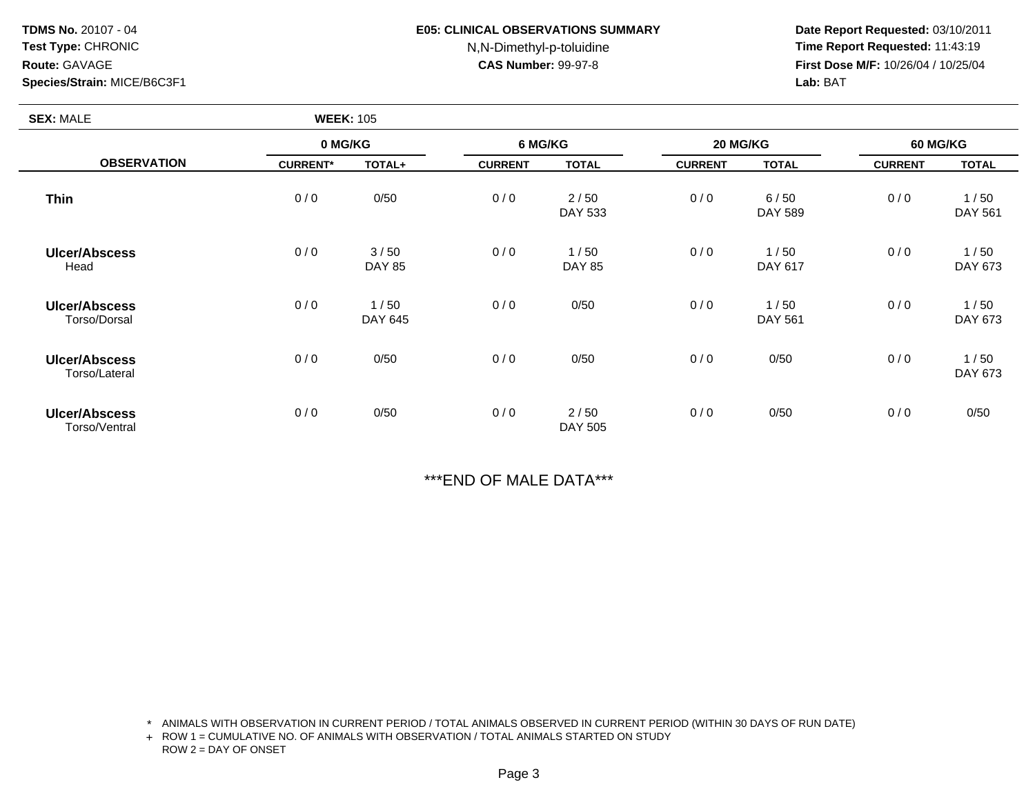**TDMS No.** 20107 - 04
**Test Type:** CHRONIC
**Route:** GAVAGE
**Species/Strain:** MICE/B6C3F1

**E05: CLINICAL OBSERVATIONS SUMMARY**
N,N-Dimethyl-p-toluidine
**CAS Number:** 99-97-8

**Date Report Requested:** 03/10/2011
**Time Report Requested:** 11:43:19
**First Dose M/F:** 10/26/04 / 10/25/04
**Lab:** BAT

**SEX:** MALE **WEEK:** 105

| OBSERVATION | 0 MG/KG | | 6 MG/KG | | 20 MG/KG | | 60 MG/KG | |
|---|---|---|---|---|---|---|---|---|
| | CURRENT* | TOTAL+ | CURRENT | TOTAL | CURRENT | TOTAL | CURRENT | TOTAL |
| **Thin** | 0 / 0 | 0/50 | 0 / 0 | 2 / 50<br>DAY 533 | 0 / 0 | 6 / 50<br>DAY 589 | 0 / 0 | 1 / 50<br>DAY 561 |
| **Ulcer/Abscess**<br>Head | 0 / 0 | 3 / 50<br>DAY 85 | 0 / 0 | 1 / 50<br>DAY 85 | 0 / 0 | 1 / 50<br>DAY 617 | 0 / 0 | 1 / 50<br>DAY 673 |
| **Ulcer/Abscess**<br>Torso/Dorsal | 0 / 0 | 1 / 50<br>DAY 645 | 0 / 0 | 0/50 | 0 / 0 | 1 / 50<br>DAY 561 | 0 / 0 | 1 / 50<br>DAY 673 |
| **Ulcer/Abscess**<br>Torso/Lateral | 0 / 0 | 0/50 | 0 / 0 | 0/50 | 0 / 0 | 0/50 | 0 / 0 | 1 / 50<br>DAY 673 |
| **Ulcer/Abscess**<br>Torso/Ventral | 0 / 0 | 0/50 | 0 / 0 | 2 / 50<br>DAY 505 | 0 / 0 | 0/50 | 0 / 0 | 0/50 |

***END OF MALE DATA***

\* ANIMALS WITH OBSERVATION IN CURRENT PERIOD / TOTAL ANIMALS OBSERVED IN CURRENT PERIOD (WITHIN 30 DAYS OF RUN DATE)
\+ ROW 1 = CUMULATIVE NO. OF ANIMALS WITH OBSERVATION / TOTAL ANIMALS STARTED ON STUDY
ROW 2 = DAY OF ONSET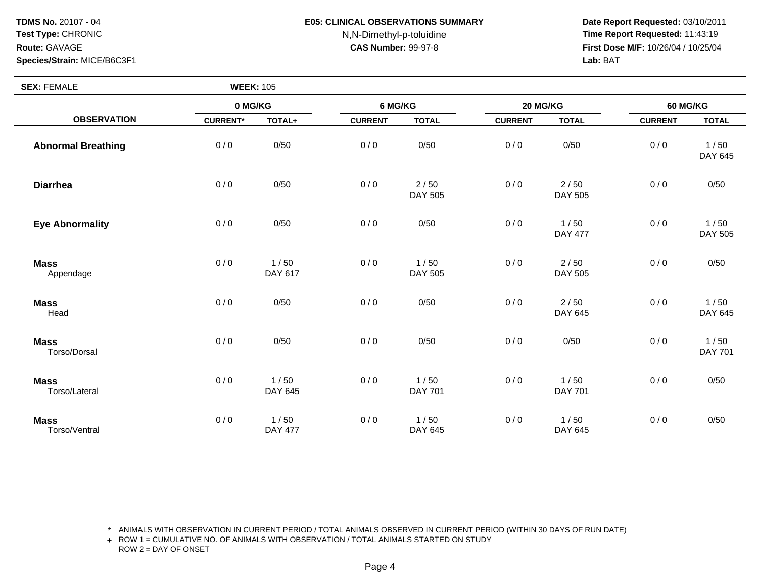**TDMS No.** 20107 - 04
**Test Type:** CHRONIC
**Route:** GAVAGE
**Species/Strain:** MICE/B6C3F1

**E05: CLINICAL OBSERVATIONS SUMMARY**
N,N-Dimethyl-p-toluidine
**CAS Number:** 99-97-8

**Date Report Requested:** 03/10/2011
**Time Report Requested:** 11:43:19
**First Dose M/F:** 10/26/04 / 10/25/04
**Lab:** BAT

**SEX:** FEMALE **WEEK:** 105

| OBSERVATION | 0 MG/KG | | 6 MG/KG | | 20 MG/KG | | 60 MG/KG | |
|---|---|---|---|---|---|---|---|---|
| | CURRENT* | TOTAL+ | CURRENT | TOTAL | CURRENT | TOTAL | CURRENT | TOTAL |
| **Abnormal Breathing** | 0 / 0 | 0/50 | 0 / 0 | 0/50 | 0 / 0 | 0/50 | 0 / 0 | 1 / 50 DAY 645 |
| **Diarrhea** | 0 / 0 | 0/50 | 0 / 0 | 2 / 50 DAY 505 | 0 / 0 | 2 / 50 DAY 505 | 0 / 0 | 0/50 |
| **Eye Abnormality** | 0 / 0 | 0/50 | 0 / 0 | 0/50 | 0 / 0 | 1 / 50 DAY 477 | 0 / 0 | 1 / 50 DAY 505 |
| **Mass** Appendage | 0 / 0 | 1 / 50 DAY 617 | 0 / 0 | 1 / 50 DAY 505 | 0 / 0 | 2 / 50 DAY 505 | 0 / 0 | 0/50 |
| **Mass** Head | 0 / 0 | 0/50 | 0 / 0 | 0/50 | 0 / 0 | 2 / 50 DAY 645 | 0 / 0 | 1 / 50 DAY 645 |
| **Mass** Torso/Dorsal | 0 / 0 | 0/50 | 0 / 0 | 0/50 | 0 / 0 | 0/50 | 0 / 0 | 1 / 50 DAY 701 |
| **Mass** Torso/Lateral | 0 / 0 | 1 / 50 DAY 645 | 0 / 0 | 1 / 50 DAY 701 | 0 / 0 | 1 / 50 DAY 701 | 0 / 0 | 0/50 |
| **Mass** Torso/Ventral | 0 / 0 | 1 / 50 DAY 477 | 0 / 0 | 1 / 50 DAY 645 | 0 / 0 | 1 / 50 DAY 645 | 0 / 0 | 0/50 |

\* ANIMALS WITH OBSERVATION IN CURRENT PERIOD / TOTAL ANIMALS OBSERVED IN CURRENT PERIOD (WITHIN 30 DAYS OF RUN DATE)
\+ ROW 1 = CUMULATIVE NO. OF ANIMALS WITH OBSERVATION / TOTAL ANIMALS STARTED ON STUDY
ROW 2 = DAY OF ONSET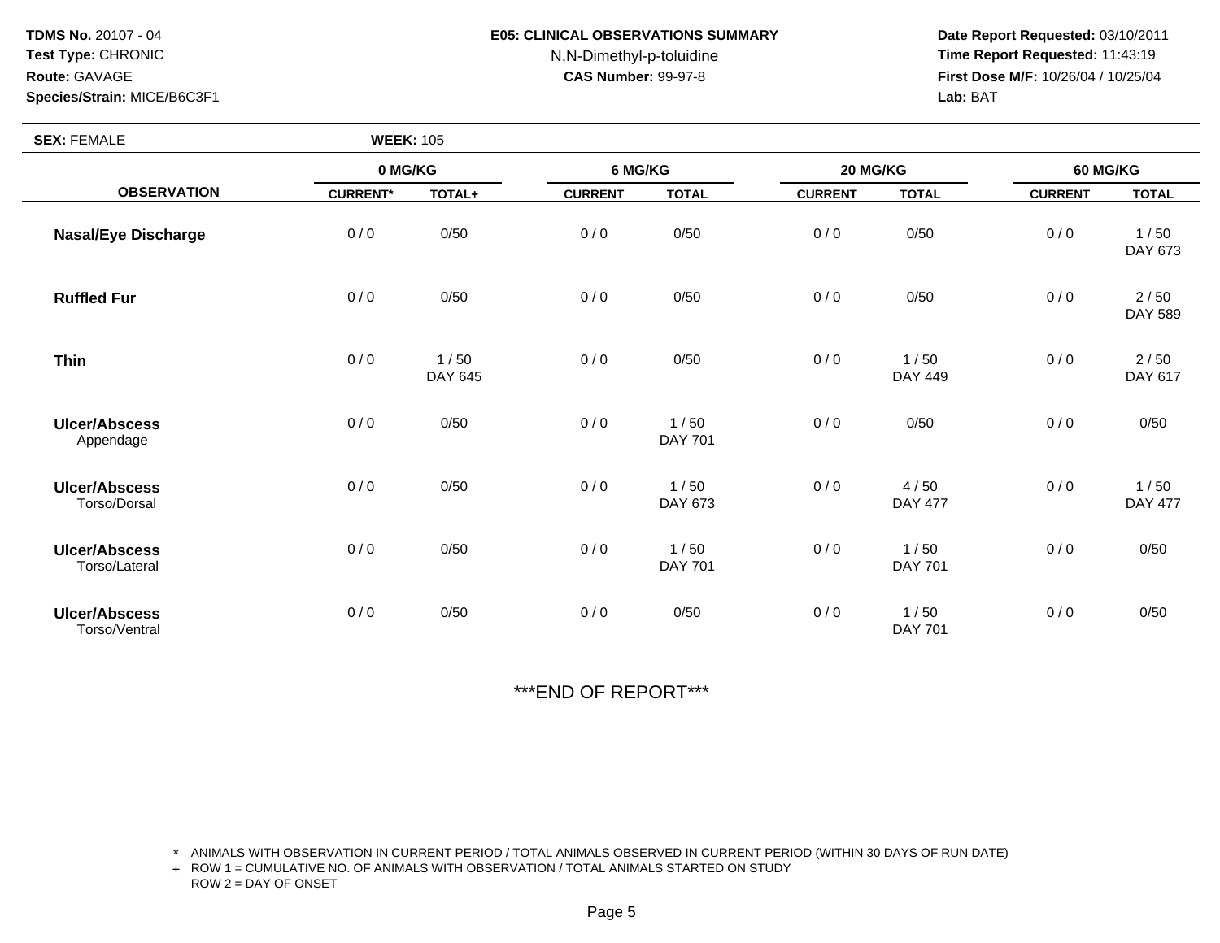**TDMS No.** 20107 - 04
**Test Type:** CHRONIC
**Route:** GAVAGE
**Species/Strain:** MICE/B6C3F1

**E05: CLINICAL OBSERVATIONS SUMMARY**
N,N-Dimethyl-p-toluidine
**CAS Number:** 99-97-8

**Date Report Requested:** 03/10/2011
**Time Report Requested:** 11:43:19
**First Dose M/F:** 10/26/04 / 10/25/04
**Lab:** BAT

**SEX:** FEMALE **WEEK:** 105

| | 0 MG/KG | | 6 MG/KG | | 20 MG/KG | | 60 MG/KG | |
|---|---|---|---|---|---|---|---|---|
| **OBSERVATION** | **CURRENT*** | **TOTAL+** | **CURRENT** | **TOTAL** | **CURRENT** | **TOTAL** | **CURRENT** | **TOTAL** |
| **Nasal/Eye Discharge** | 0 / 0 | 0/50 | 0 / 0 | 0/50 | 0 / 0 | 0/50 | 0 / 0 | 1 / 50 DAY 673 |
| **Ruffled Fur** | 0 / 0 | 0/50 | 0 / 0 | 0/50 | 0 / 0 | 0/50 | 0 / 0 | 2 / 50 DAY 589 |
| **Thin** | 0 / 0 | 1 / 50 DAY 645 | 0 / 0 | 0/50 | 0 / 0 | 1 / 50 DAY 449 | 0 / 0 | 2 / 50 DAY 617 |
| **Ulcer/Abscess** Appendage | 0 / 0 | 0/50 | 0 / 0 | 1 / 50 DAY 701 | 0 / 0 | 0/50 | 0 / 0 | 0/50 |
| **Ulcer/Abscess** Torso/Dorsal | 0 / 0 | 0/50 | 0 / 0 | 1 / 50 DAY 673 | 0 / 0 | 4 / 50 DAY 477 | 0 / 0 | 1 / 50 DAY 477 |
| **Ulcer/Abscess** Torso/Lateral | 0 / 0 | 0/50 | 0 / 0 | 1 / 50 DAY 701 | 0 / 0 | 1 / 50 DAY 701 | 0 / 0 | 0/50 |
| **Ulcer/Abscess** Torso/Ventral | 0 / 0 | 0/50 | 0 / 0 | 0/50 | 0 / 0 | 1 / 50 DAY 701 | 0 / 0 | 0/50 |

***END OF REPORT***

\* ANIMALS WITH OBSERVATION IN CURRENT PERIOD / TOTAL ANIMALS OBSERVED IN CURRENT PERIOD (WITHIN 30 DAYS OF RUN DATE)
\+ ROW 1 = CUMULATIVE NO. OF ANIMALS WITH OBSERVATION / TOTAL ANIMALS STARTED ON STUDY
ROW 2 = DAY OF ONSET